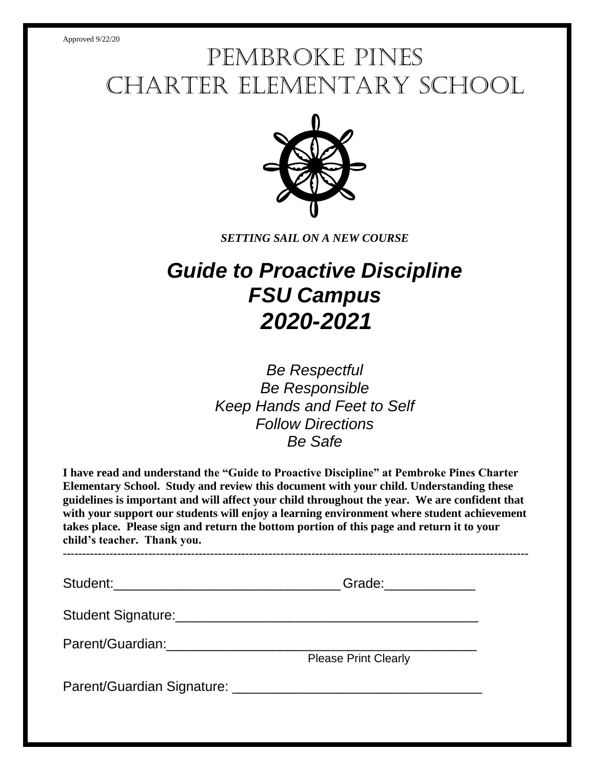Approved 9/22/20

# PEMBROKE PINES CHARTER ELEMENTARY SCHOOL

***SETTING SAIL ON A NEW COURSE***

# *Guide to Proactive Discipline*
# *FSU Campus*
# *2020-2021*

*Be Respectful*
*Be Responsible*
*Keep Hands and Feet to Self*
*Follow Directions*
*Be Safe*

**I have read and understand the "Guide to Proactive Discipline" at Pembroke Pines Charter Elementary School. Study and review this document with your child. Understanding these guidelines is important and will affect your child throughout the year. We are confident that with your support our students will enjoy a learning environment where student achievement takes place. Please sign and return the bottom portion of this page and return it to your child's teacher. Thank you.**

---

Student:_______________________________ Grade:____________

Student Signature:_________________________________________

Parent/Guardian:__________________________________________
Please Print Clearly

Parent/Guardian Signature: _________________________________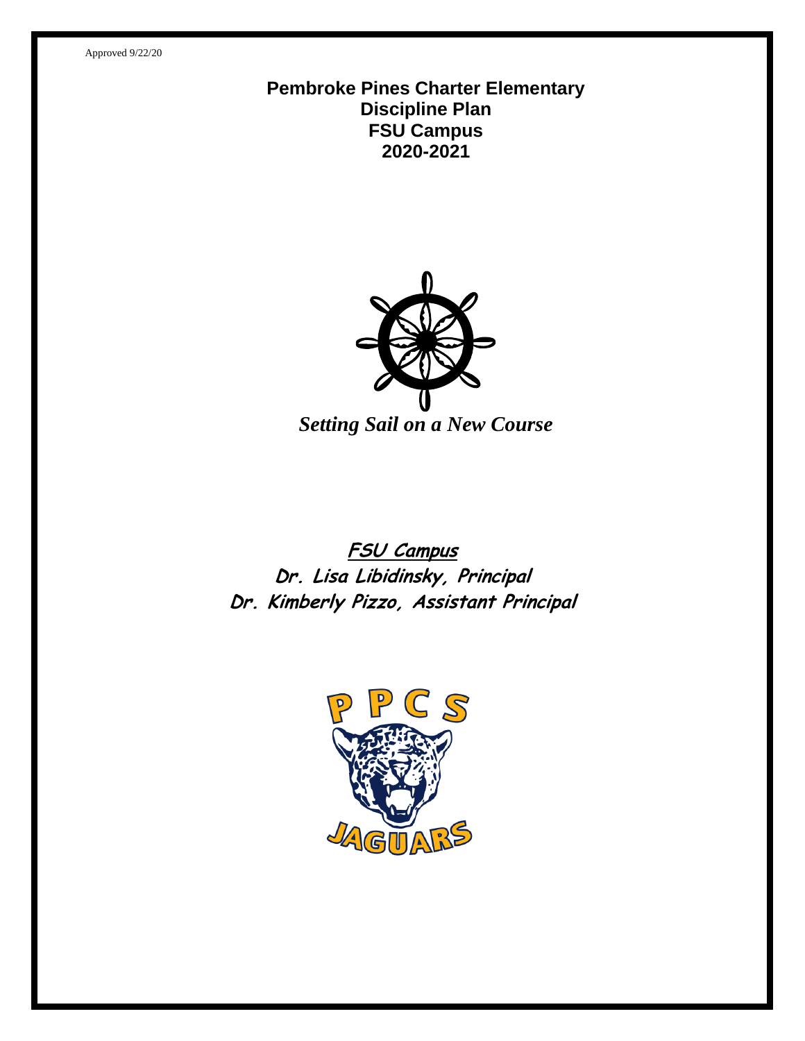Approved 9/22/20

# Pembroke Pines Charter Elementary
## Discipline Plan
## FSU Campus
## 2020-2021

*Setting Sail on a New Course*

**FSU Campus**

**Dr. Lisa Libidinsky, Principal**

**Dr. Kimberly Pizzo, Assistant Principal**

PPCS

JAGUARS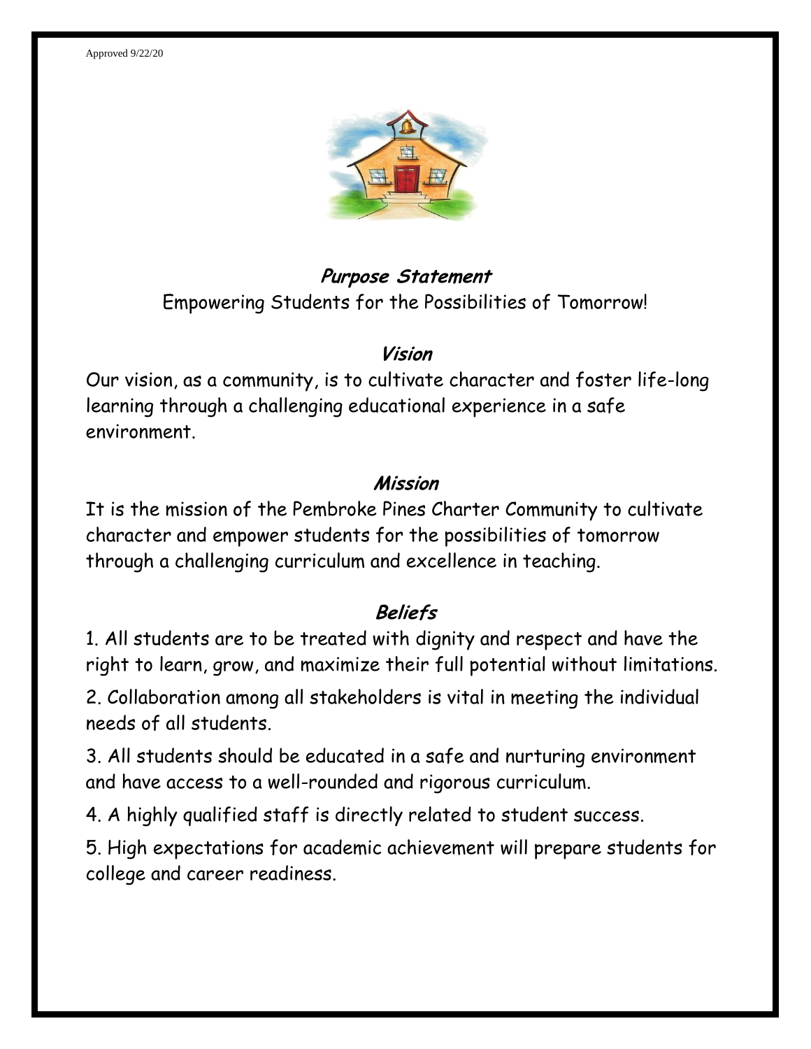Approved 9/22/20

## Purpose Statement

Empowering Students for the Possibilities of Tomorrow!

## Vision

Our vision, as a community, is to cultivate character and foster life-long learning through a challenging educational experience in a safe environment.

## Mission

It is the mission of the Pembroke Pines Charter Community to cultivate character and empower students for the possibilities of tomorrow through a challenging curriculum and excellence in teaching.

## Beliefs

1. All students are to be treated with dignity and respect and have the right to learn, grow, and maximize their full potential without limitations.
2. Collaboration among all stakeholders is vital in meeting the individual needs of all students.
3. All students should be educated in a safe and nurturing environment and have access to a well-rounded and rigorous curriculum.
4. A highly qualified staff is directly related to student success.
5. High expectations for academic achievement will prepare students for college and career readiness.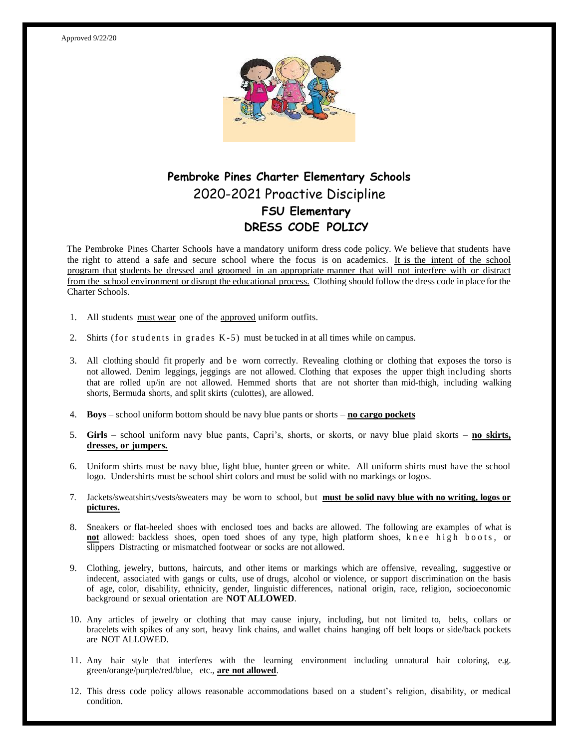Approved 9/22/20

# Pembroke Pines Charter Elementary Schools

## 2020-2021 Proactive Discipline

### FSU Elementary

### DRESS CODE POLICY

The Pembroke Pines Charter Schools have a mandatory uniform dress code policy. We believe that students have the right to attend a safe and secure school where the focus is on academics. It is the intent of the school program that students be dressed and groomed in an appropriate manner that will not interfere with or distract from the school environment or disrupt the educational process. Clothing should follow the dress code in place for the Charter Schools.

1. All students must wear one of the approved uniform outfits.
2. Shirts (for students in grades K-5) must be tucked in at all times while on campus.
3. All clothing should fit properly and be worn correctly. Revealing clothing or clothing that exposes the torso is not allowed. Denim leggings, jeggings are not allowed. Clothing that exposes the upper thigh including shorts that are rolled up/in are not allowed. Hemmed shorts that are not shorter than mid-thigh, including walking shorts, Bermuda shorts, and split skirts (culottes), are allowed.
4. **Boys** – school uniform bottom should be navy blue pants or shorts – **no cargo pockets**
5. **Girls** – school uniform navy blue pants, Capri's, shorts, or skorts, or navy blue plaid skorts – **no skirts, dresses, or jumpers.**
6. Uniform shirts must be navy blue, light blue, hunter green or white. All uniform shirts must have the school logo. Undershirts must be school shirt colors and must be solid with no markings or logos.
7. Jackets/sweatshirts/vests/sweaters may be worn to school, but **must be solid navy blue with no writing, logos or pictures.**
8. Sneakers or flat-heeled shoes with enclosed toes and backs are allowed. The following are examples of what is **not** allowed: backless shoes, open toed shoes of any type, high platform shoes, knee high boots, or slippers Distracting or mismatched footwear or socks are not allowed.
9. Clothing, jewelry, buttons, haircuts, and other items or markings which are offensive, revealing, suggestive or indecent, associated with gangs or cults, use of drugs, alcohol or violence, or support discrimination on the basis of age, color, disability, ethnicity, gender, linguistic differences, national origin, race, religion, socioeconomic background or sexual orientation are **NOT ALLOWED**.
10. Any articles of jewelry or clothing that may cause injury, including, but not limited to, belts, collars or bracelets with spikes of any sort, heavy link chains, and wallet chains hanging off belt loops or side/back pockets are NOT ALLOWED.
11. Any hair style that interferes with the learning environment including unnatural hair coloring, e.g. green/orange/purple/red/blue, etc., **are not allowed**.
12. This dress code policy allows reasonable accommodations based on a student's religion, disability, or medical condition.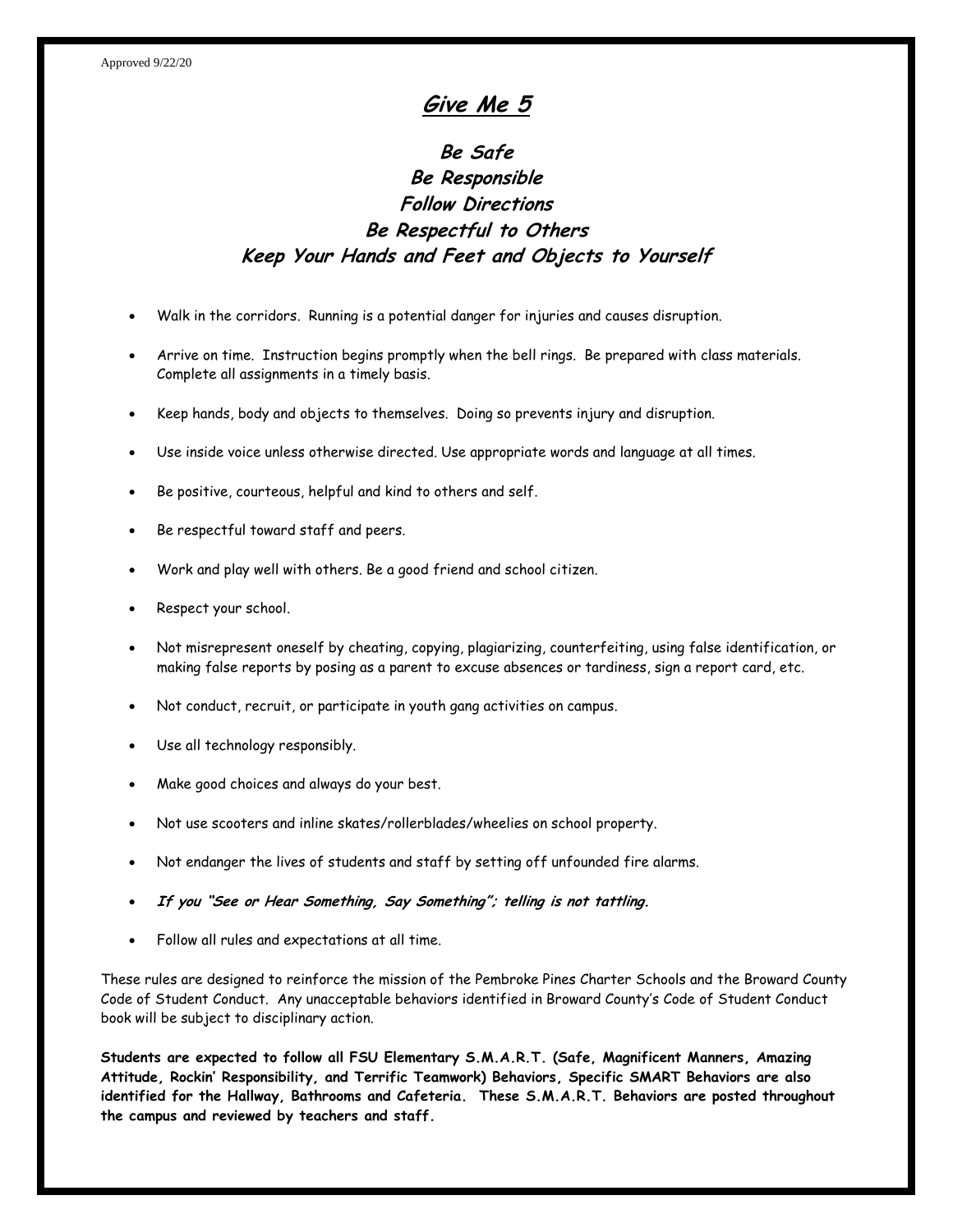Approved 9/22/20

# Give Me 5

### Be Safe
### Be Responsible
### Follow Directions
### Be Respectful to Others
### Keep Your Hands and Feet and Objects to Yourself

- Walk in the corridors. Running is a potential danger for injuries and causes disruption.
- Arrive on time. Instruction begins promptly when the bell rings. Be prepared with class materials. Complete all assignments in a timely basis.
- Keep hands, body and objects to themselves. Doing so prevents injury and disruption.
- Use inside voice unless otherwise directed. Use appropriate words and language at all times.
- Be positive, courteous, helpful and kind to others and self.
- Be respectful toward staff and peers.
- Work and play well with others. Be a good friend and school citizen.
- Respect your school.
- Not misrepresent oneself by cheating, copying, plagiarizing, counterfeiting, using false identification, or making false reports by posing as a parent to excuse absences or tardiness, sign a report card, etc.
- Not conduct, recruit, or participate in youth gang activities on campus.
- Use all technology responsibly.
- Make good choices and always do your best.
- Not use scooters and inline skates/rollerblades/wheelies on school property.
- Not endanger the lives of students and staff by setting off unfounded fire alarms.
- ***If you "See or Hear Something, Say Something"; telling is not tattling.***
- Follow all rules and expectations at all time.

These rules are designed to reinforce the mission of the Pembroke Pines Charter Schools and the Broward County Code of Student Conduct. Any unacceptable behaviors identified in Broward County's Code of Student Conduct book will be subject to disciplinary action.

**Students are expected to follow all FSU Elementary S.M.A.R.T. (Safe, Magnificent Manners, Amazing Attitude, Rockin' Responsibility, and Terrific Teamwork) Behaviors, Specific SMART Behaviors are also identified for the Hallway, Bathrooms and Cafeteria. These S.M.A.R.T. Behaviors are posted throughout the campus and reviewed by teachers and staff.**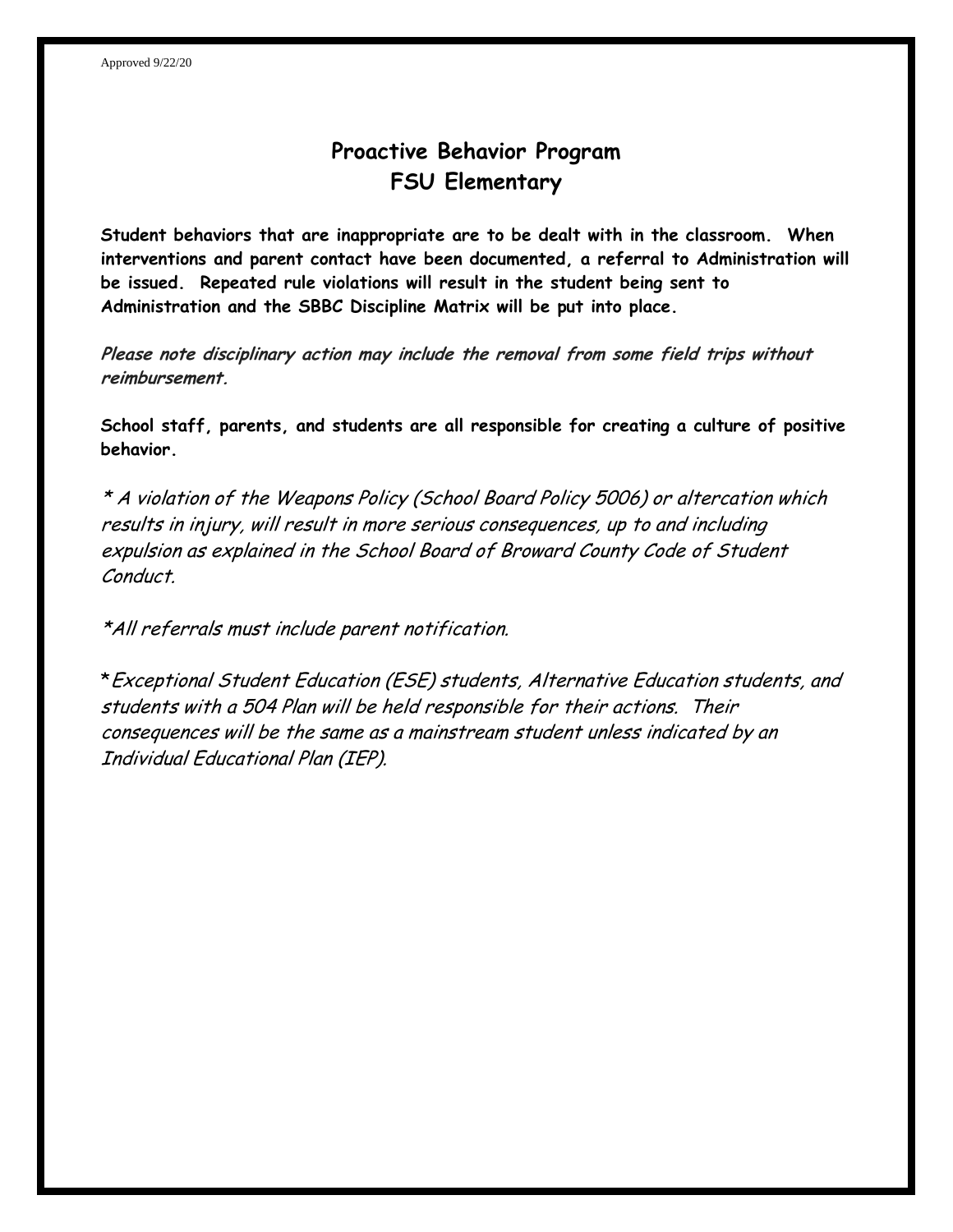Approved 9/22/20

# Proactive Behavior Program
# FSU Elementary

**Student behaviors that are inappropriate are to be dealt with in the classroom. When interventions and parent contact have been documented, a referral to Administration will be issued. Repeated rule violations will result in the student being sent to Administration and the SBBC Discipline Matrix will be put into place.**

***Please note disciplinary action may include the removal from some field trips without reimbursement.***

**School staff, parents, and students are all responsible for creating a culture of positive behavior.**

*\* A violation of the Weapons Policy (School Board Policy 5006) or altercation which results in injury, will result in more serious consequences, up to and including expulsion as explained in the School Board of Broward County Code of Student Conduct.*

*\*All referrals must include parent notification.*

\**Exceptional Student Education (ESE) students, Alternative Education students, and students with a 504 Plan will be held responsible for their actions. Their consequences will be the same as a mainstream student unless indicated by an Individual Educational Plan (IEP).*